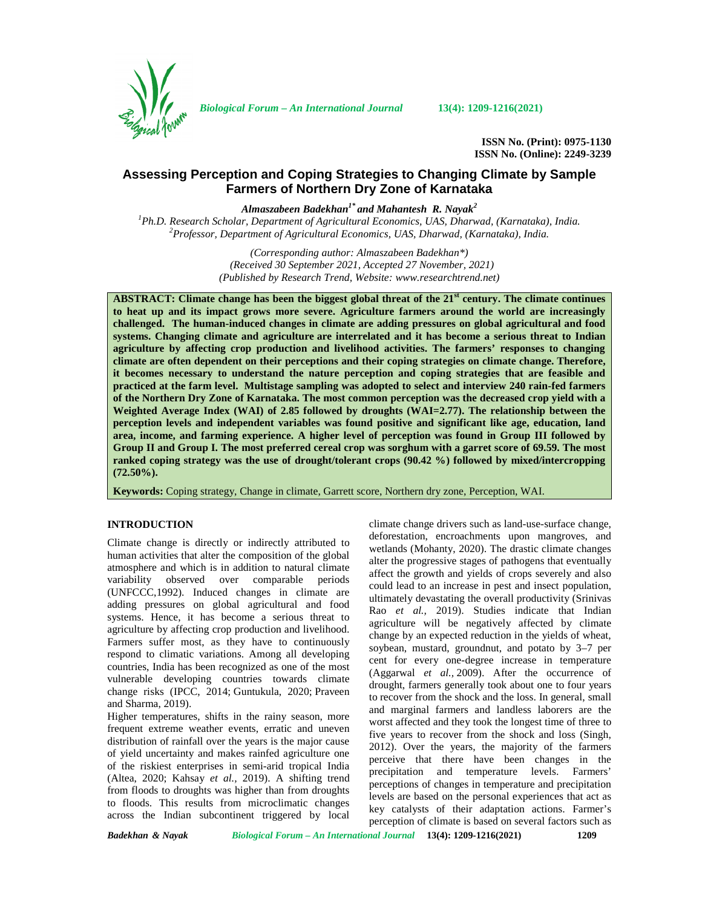ISSN No. (Print): 0975-1130
ISSN No. (Online): 2249-3239

# Assessing Perception and Coping Strategies to Changing Climate by Sample Farmers of Northern Dry Zone of Karnataka

***Almaszabeen Badekhan[1*] and Mahantesh R. Nayak[2]***

[1]*Ph.D. Research Scholar, Department of Agricultural Economics, UAS, Dharwad, (Karnataka), India.*
[2]*Professor, Department of Agricultural Economics, UAS, Dharwad, (Karnataka), India.*

*(Corresponding author: Almaszabeen Badekhan\*)*
*(Received 30 September 2021, Accepted 27 November, 2021)*
*(Published by Research Trend, Website: www.researchtrend.net)*

**ABSTRACT: Climate change has been the biggest global threat of the 21st century. The climate continues to heat up and its impact grows more severe. Agriculture farmers around the world are increasingly challenged. The human-induced changes in climate are adding pressures on global agricultural and food systems. Changing climate and agriculture are interrelated and it has become a serious threat to Indian agriculture by affecting crop production and livelihood activities. The farmers' responses to changing climate are often dependent on their perceptions and their coping strategies on climate change. Therefore, it becomes necessary to understand the nature perception and coping strategies that are feasible and practiced at the farm level. Multistage sampling was adopted to select and interview 240 rain-fed farmers of the Northern Dry Zone of Karnataka. The most common perception was the decreased crop yield with a Weighted Average Index (WAI) of 2.85 followed by droughts (WAI=2.77). The relationship between the perception levels and independent variables was found positive and significant like age, education, land area, income, and farming experience. A higher level of perception was found in Group III followed by Group II and Group I. The most preferred cereal crop was sorghum with a garret score of 69.59. The most ranked coping strategy was the use of drought/tolerant crops (90.42 %) followed by mixed/intercropping (72.50%).**

**Keywords:** Coping strategy, Change in climate, Garrett score, Northern dry zone, Perception, WAI.

## INTRODUCTION

Climate change is directly or indirectly attributed to human activities that alter the composition of the global atmosphere and which is in addition to natural climate variability observed over comparable periods (UNFCCC,1992). Induced changes in climate are adding pressures on global agricultural and food systems. Hence, it has become a serious threat to agriculture by affecting crop production and livelihood. Farmers suffer most, as they have to continuously respond to climatic variations. Among all developing countries, India has been recognized as one of the most vulnerable developing countries towards climate change risks (IPCC, 2014; Guntukula, 2020; Praveen and Sharma, 2019).

Higher temperatures, shifts in the rainy season, more frequent extreme weather events, erratic and uneven distribution of rainfall over the years is the major cause of yield uncertainty and makes rainfed agriculture one of the riskiest enterprises in semi-arid tropical India (Altea, 2020; Kahsay *et al.,* 2019). A shifting trend from floods to droughts was higher than from droughts to floods. This results from microclimatic changes across the Indian subcontinent triggered by local climate change drivers such as land-use-surface change, deforestation, encroachments upon mangroves, and wetlands (Mohanty, 2020). The drastic climate changes alter the progressive stages of pathogens that eventually affect the growth and yields of crops severely and also could lead to an increase in pest and insect population, ultimately devastating the overall productivity (Srinivas Rao *et al.,* 2019). Studies indicate that Indian agriculture will be negatively affected by climate change by an expected reduction in the yields of wheat, soybean, mustard, groundnut, and potato by 3–7 per cent for every one-degree increase in temperature (Aggarwal *et al.,* 2009). After the occurrence of drought, farmers generally took about one to four years to recover from the shock and the loss. In general, small and marginal farmers and landless laborers are the worst affected and they took the longest time of three to five years to recover from the shock and loss (Singh, 2012). Over the years, the majority of the farmers perceive that there have been changes in the precipitation and temperature levels. Farmers' perceptions of changes in temperature and precipitation levels are based on the personal experiences that act as key catalysts of their adaptation actions. Farmer's perception of climate is based on several factors such as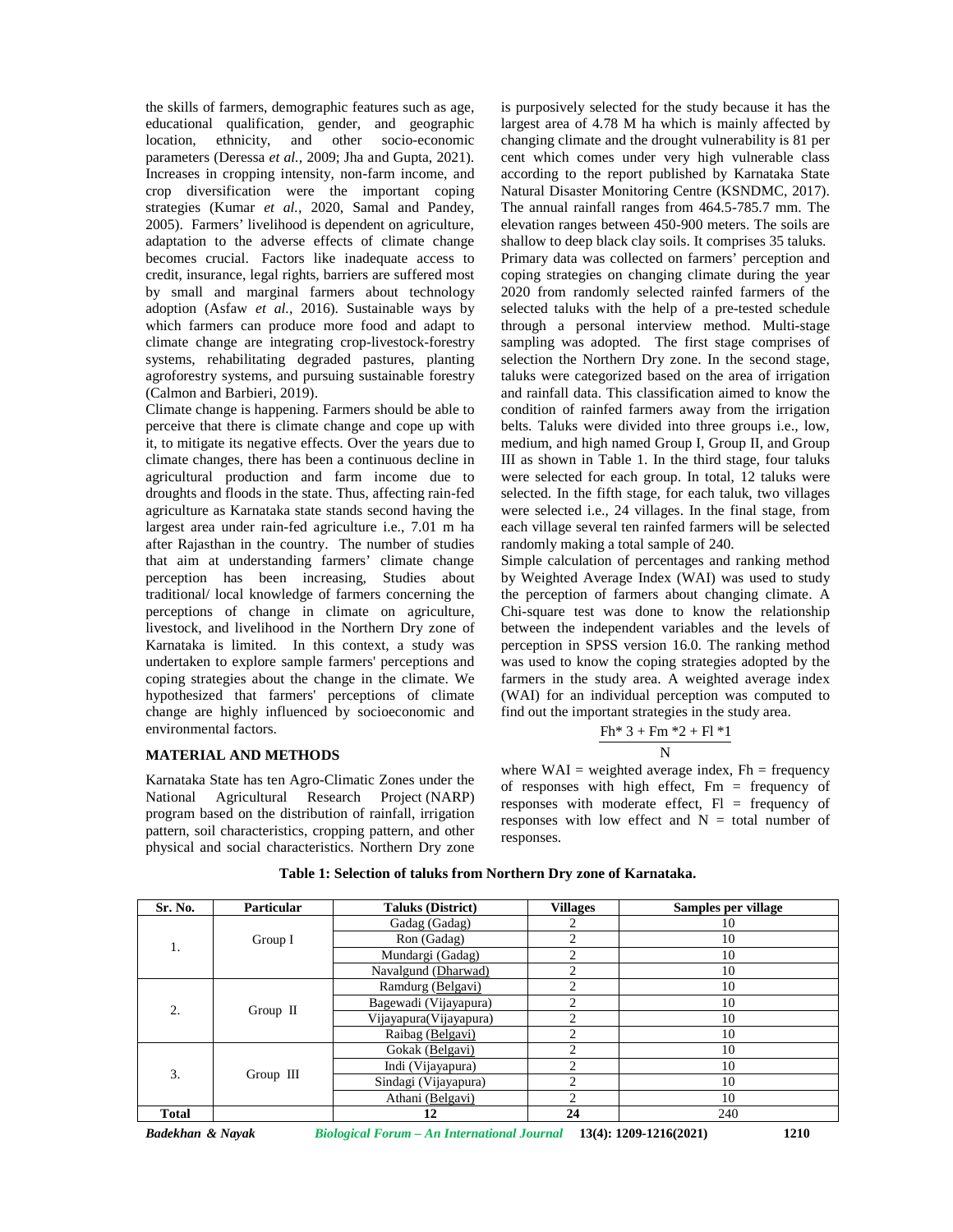the skills of farmers, demographic features such as age, educational qualification, gender, and geographic location, ethnicity, and other socio-economic parameters (Deressa *et al.,* 2009; Jha and Gupta, 2021). Increases in cropping intensity, non-farm income, and crop diversification were the important coping strategies (Kumar *et al.,* 2020, Samal and Pandey, 2005). Farmers' livelihood is dependent on agriculture, adaptation to the adverse effects of climate change becomes crucial. Factors like inadequate access to credit, insurance, legal rights, barriers are suffered most by small and marginal farmers about technology adoption (Asfaw *et al.,* 2016). Sustainable ways by which farmers can produce more food and adapt to climate change are integrating crop-livestock-forestry systems, rehabilitating degraded pastures, planting agroforestry systems, and pursuing sustainable forestry (Calmon and Barbieri, 2019).

Climate change is happening. Farmers should be able to perceive that there is climate change and cope up with it, to mitigate its negative effects. Over the years due to climate changes, there has been a continuous decline in agricultural production and farm income due to droughts and floods in the state. Thus, affecting rain-fed agriculture as Karnataka state stands second having the largest area under rain-fed agriculture i.e., 7.01 m ha after Rajasthan in the country. The number of studies that aim at understanding farmers' climate change perception has been increasing, Studies about traditional/ local knowledge of farmers concerning the perceptions of change in climate on agriculture, livestock, and livelihood in the Northern Dry zone of Karnataka is limited. In this context, a study was undertaken to explore sample farmers' perceptions and coping strategies about the change in the climate. We hypothesized that farmers' perceptions of climate change are highly influenced by socioeconomic and environmental factors.

## MATERIAL AND METHODS

Karnataka State has ten Agro-Climatic Zones under the National Agricultural Research Project (NARP) program based on the distribution of rainfall, irrigation pattern, soil characteristics, cropping pattern, and other physical and social characteristics. Northern Dry zone is purposively selected for the study because it has the largest area of 4.78 M ha which is mainly affected by changing climate and the drought vulnerability is 81 per cent which comes under very high vulnerable class according to the report published by Karnataka State Natural Disaster Monitoring Centre (KSNDMC, 2017). The annual rainfall ranges from 464.5-785.7 mm. The elevation ranges between 450-900 meters. The soils are shallow to deep black clay soils. It comprises 35 taluks.

Primary data was collected on farmers' perception and coping strategies on changing climate during the year 2020 from randomly selected rainfed farmers of the selected taluks with the help of a pre-tested schedule through a personal interview method. Multi-stage sampling was adopted. The first stage comprises of selection the Northern Dry zone. In the second stage, taluks were categorized based on the area of irrigation and rainfall data. This classification aimed to know the condition of rainfed farmers away from the irrigation belts. Taluks were divided into three groups i.e., low, medium, and high named Group I, Group II, and Group III as shown in Table 1. In the third stage, four taluks were selected for each group. In total, 12 taluks were selected. In the fifth stage, for each taluk, two villages were selected i.e., 24 villages. In the final stage, from each village several ten rainfed farmers will be selected randomly making a total sample of 240.

Simple calculation of percentages and ranking method by Weighted Average Index (WAI) was used to study the perception of farmers about changing climate. A Chi-square test was done to know the relationship between the independent variables and the levels of perception in SPSS version 16.0. The ranking method was used to know the coping strategies adopted by the farmers in the study area. A weighted average index (WAI) for an individual perception was computed to find out the important strategies in the study area.

$$\frac{Fh*3 + Fm*2 + Fl*1}{N}$$

where WAI = weighted average index, Fh = frequency of responses with high effect, Fm = frequency of responses with moderate effect, Fl = frequency of responses with low effect and N = total number of responses.

**Table 1: Selection of taluks from Northern Dry zone of Karnataka.**

| Sr. No. | Particular | Taluks (District) | Villages | Samples per village |
|---|---|---|---|---|
| 1. | Group I | Gadag (Gadag) | 2 | 10 |
| | | Ron (Gadag) | 2 | 10 |
| | | Mundargi (Gadag) | 2 | 10 |
| | | Navalgund (Dharwad) | 2 | 10 |
| 2. | Group II | Ramdurg (Belgavi) | 2 | 10 |
| | | Bagewadi (Vijayapura) | 2 | 10 |
| | | Vijayapura(Vijayapura) | 2 | 10 |
| | | Raibag (Belgavi) | 2 | 10 |
| 3. | Group III | Gokak (Belgavi) | 2 | 10 |
| | | Indi (Vijayapura) | 2 | 10 |
| | | Sindagi (Vijayapura) | 2 | 10 |
| | | Athani (Belgavi) | 2 | 10 |
| **Total** | | 12 | 24 | 240 |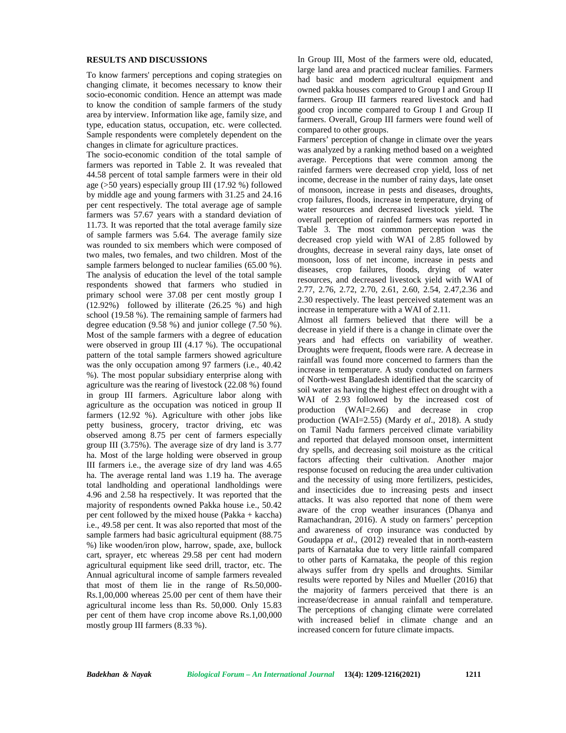## RESULTS AND DISCUSSIONS

To know farmers' perceptions and coping strategies on changing climate, it becomes necessary to know their socio-economic condition. Hence an attempt was made to know the condition of sample farmers of the study area by interview. Information like age, family size, and type, education status, occupation, etc. were collected. Sample respondents were completely dependent on the changes in climate for agriculture practices.

The socio-economic condition of the total sample of farmers was reported in Table 2. It was revealed that 44.58 percent of total sample farmers were in their old age (>50 years) especially group III (17.92 %) followed by middle age and young farmers with 31.25 and 24.16 per cent respectively. The total average age of sample farmers was 57.67 years with a standard deviation of 11.73. It was reported that the total average family size of sample farmers was 5.64. The average family size was rounded to six members which were composed of two males, two females, and two children. Most of the sample farmers belonged to nuclear families (65.00 %). The analysis of education the level of the total sample respondents showed that farmers who studied in primary school were 37.08 per cent mostly group I (12.92%) followed by illiterate (26.25 %) and high school (19.58 %). The remaining sample of farmers had degree education (9.58 %) and junior college (7.50 %). Most of the sample farmers with a degree of education were observed in group III (4.17 %). The occupational pattern of the total sample farmers showed agriculture was the only occupation among 97 farmers (i.e., 40.42 %). The most popular subsidiary enterprise along with agriculture was the rearing of livestock (22.08 %) found in group III farmers. Agriculture labor along with agriculture as the occupation was noticed in group II farmers (12.92 %). Agriculture with other jobs like petty business, grocery, tractor driving, etc was observed among 8.75 per cent of farmers especially group III (3.75%). The average size of dry land is 3.77 ha. Most of the large holding were observed in group III farmers i.e., the average size of dry land was 4.65 ha. The average rental land was 1.19 ha. The average total landholding and operational landholdings were 4.96 and 2.58 ha respectively. It was reported that the majority of respondents owned Pakka house i.e., 50.42 per cent followed by the mixed house (Pakka + kaccha) i.e., 49.58 per cent. It was also reported that most of the sample farmers had basic agricultural equipment (88.75 %) like wooden/iron plow, harrow, spade, axe, bullock cart, sprayer, etc whereas 29.58 per cent had modern agricultural equipment like seed drill, tractor, etc. The Annual agricultural income of sample farmers revealed that most of them lie in the range of Rs.50,000-Rs.1,00,000 whereas 25.00 per cent of them have their agricultural income less than Rs. 50,000. Only 15.83 per cent of them have crop income above Rs.1,00,000 mostly group III farmers (8.33 %).

In Group III, Most of the farmers were old, educated, large land area and practiced nuclear families. Farmers had basic and modern agricultural equipment and owned pakka houses compared to Group I and Group II farmers. Group III farmers reared livestock and had good crop income compared to Group I and Group II farmers. Overall, Group III farmers were found well of compared to other groups.

Farmers' perception of change in climate over the years was analyzed by a ranking method based on a weighted average. Perceptions that were common among the rainfed farmers were decreased crop yield, loss of net income, decrease in the number of rainy days, late onset of monsoon, increase in pests and diseases, droughts, crop failures, floods, increase in temperature, drying of water resources and decreased livestock yield. The overall perception of rainfed farmers was reported in Table 3. The most common perception was the decreased crop yield with WAI of 2.85 followed by droughts, decrease in several rainy days, late onset of monsoon, loss of net income, increase in pests and diseases, crop failures, floods, drying of water resources, and decreased livestock yield with WAI of 2.77, 2.76, 2.72, 2.70, 2.61, 2.60, 2.54, 2.47,2.36 and 2.30 respectively. The least perceived statement was an increase in temperature with a WAI of 2.11.

Almost all farmers believed that there will be a decrease in yield if there is a change in climate over the years and had effects on variability of weather. Droughts were frequent, floods were rare. A decrease in rainfall was found more concerned to farmers than the increase in temperature. A study conducted on farmers of North-west Bangladesh identified that the scarcity of soil water as having the highest effect on drought with a WAI of 2.93 followed by the increased cost of production (WAI=2.66) and decrease in crop production (WAI=2.55) (Mardy *et al*., 2018). A study on Tamil Nadu farmers perceived climate variability and reported that delayed monsoon onset, intermittent dry spells, and decreasing soil moisture as the critical factors affecting their cultivation. Another major response focused on reducing the area under cultivation and the necessity of using more fertilizers, pesticides, and insecticides due to increasing pests and insect attacks. It was also reported that none of them were aware of the crop weather insurances (Dhanya and Ramachandran, 2016). A study on farmers' perception and awareness of crop insurance was conducted by Goudappa *et al*., (2012) revealed that in north-eastern parts of Karnataka due to very little rainfall compared to other parts of Karnataka, the people of this region always suffer from dry spells and droughts. Similar results were reported by Niles and Mueller (2016) that the majority of farmers perceived that there is an increase/decrease in annual rainfall and temperature. The perceptions of changing climate were correlated with increased belief in climate change and an increased concern for future climate impacts.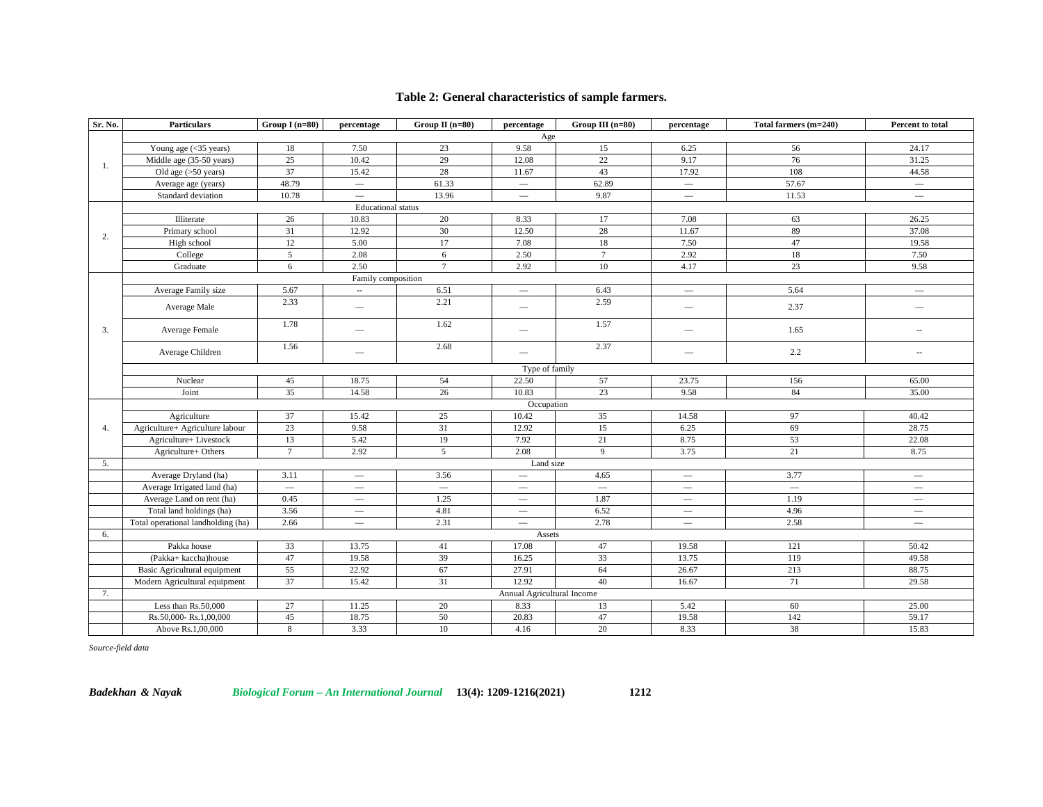**Table 2: General characteristics of sample farmers.**

| Sr. No. | Particulars | Group I (n=80) | percentage | Group II (n=80) | percentage | Group III (n=80) | percentage | Total farmers (m=240) | Percent to total |
|---|---|---|---|---|---|---|---|---|---|
| 1. | Age | | | | | | | | |
| | Young age (<35 years) | 18 | 7.50 | 23 | 9.58 | 15 | 6.25 | 56 | 24.17 |
| | Middle age (35-50 years) | 25 | 10.42 | 29 | 12.08 | 22 | 9.17 | 76 | 31.25 |
| | Old age (>50 years) | 37 | 15.42 | 28 | 11.67 | 43 | 17.92 | 108 | 44.58 |
| | Average age (years) | 48.79 | — | 61.33 | — | 62.89 | — | 57.67 | — |
| | Standard deviation | 10.78 | — | 13.96 | — | 9.87 | — | 11.53 | — |
| 2. | Educational status | | | | | | | | |
| | Illiterate | 26 | 10.83 | 20 | 8.33 | 17 | 7.08 | 63 | 26.25 |
| | Primary school | 31 | 12.92 | 30 | 12.50 | 28 | 11.67 | 89 | 37.08 |
| | High school | 12 | 5.00 | 17 | 7.08 | 18 | 7.50 | 47 | 19.58 |
| | College | 5 | 2.08 | 6 | 2.50 | 7 | 2.92 | 18 | 7.50 |
| | Graduate | 6 | 2.50 | 7 | 2.92 | 10 | 4.17 | 23 | 9.58 |
| 3. | Family composition | | | | | | | | |
| | Average Family size | 5.67 | -- | 6.51 | — | 6.43 | — | 5.64 | — |
| | Average Male | 2.33 | — | 2.21 | — | 2.59 | — | 2.37 | — |
| | Average Female | 1.78 | — | 1.62 | — | 1.57 | — | 1.65 | -- |
| | Average Children | 1.56 | — | 2.68 | — | 2.37 | — | 2.2 | -- |
| | Type of family | | | | | | | | |
| | Nuclear | 45 | 18.75 | 54 | 22.50 | 57 | 23.75 | 156 | 65.00 |
| | Joint | 35 | 14.58 | 26 | 10.83 | 23 | 9.58 | 84 | 35.00 |
| 4. | Occupation | | | | | | | | |
| | Agriculture | 37 | 15.42 | 25 | 10.42 | 35 | 14.58 | 97 | 40.42 |
| | Agriculture+ Agriculture labour | 23 | 9.58 | 31 | 12.92 | 15 | 6.25 | 69 | 28.75 |
| | Agriculture+ Livestock | 13 | 5.42 | 19 | 7.92 | 21 | 8.75 | 53 | 22.08 |
| | Agriculture+ Others | 7 | 2.92 | 5 | 2.08 | 9 | 3.75 | 21 | 8.75 |
| 5. | Land size | | | | | | | | |
| | Average Dryland (ha) | 3.11 | — | 3.56 | — | 4.65 | — | 3.77 | — |
| | Average Irrigated land (ha) | — | — | — | — | — | — | — | — |
| | Average Land on rent (ha) | 0.45 | — | 1.25 | — | 1.87 | — | 1.19 | — |
| | Total land holdings (ha) | 3.56 | — | 4.81 | — | 6.52 | — | 4.96 | — |
| | Total operational landholding (ha) | 2.66 | — | 2.31 | — | 2.78 | — | 2.58 | — |
| 6. | Assets | | | | | | | | |
| | Pakka house | 33 | 13.75 | 41 | 17.08 | 47 | 19.58 | 121 | 50.42 |
| | (Pakka+ kaccha)house | 47 | 19.58 | 39 | 16.25 | 33 | 13.75 | 119 | 49.58 |
| | Basic Agricultural equipment | 55 | 22.92 | 67 | 27.91 | 64 | 26.67 | 213 | 88.75 |
| | Modern Agricultural equipment | 37 | 15.42 | 31 | 12.92 | 40 | 16.67 | 71 | 29.58 |
| 7. | Annual Agricultural Income | | | | | | | | |
| | Less than Rs.50,000 | 27 | 11.25 | 20 | 8.33 | 13 | 5.42 | 60 | 25.00 |
| | Rs.50,000- Rs.1,00,000 | 45 | 18.75 | 50 | 20.83 | 47 | 19.58 | 142 | 59.17 |
| | Above Rs.1,00,000 | 8 | 3.33 | 10 | 4.16 | 20 | 8.33 | 38 | 15.83 |

*Source-field data*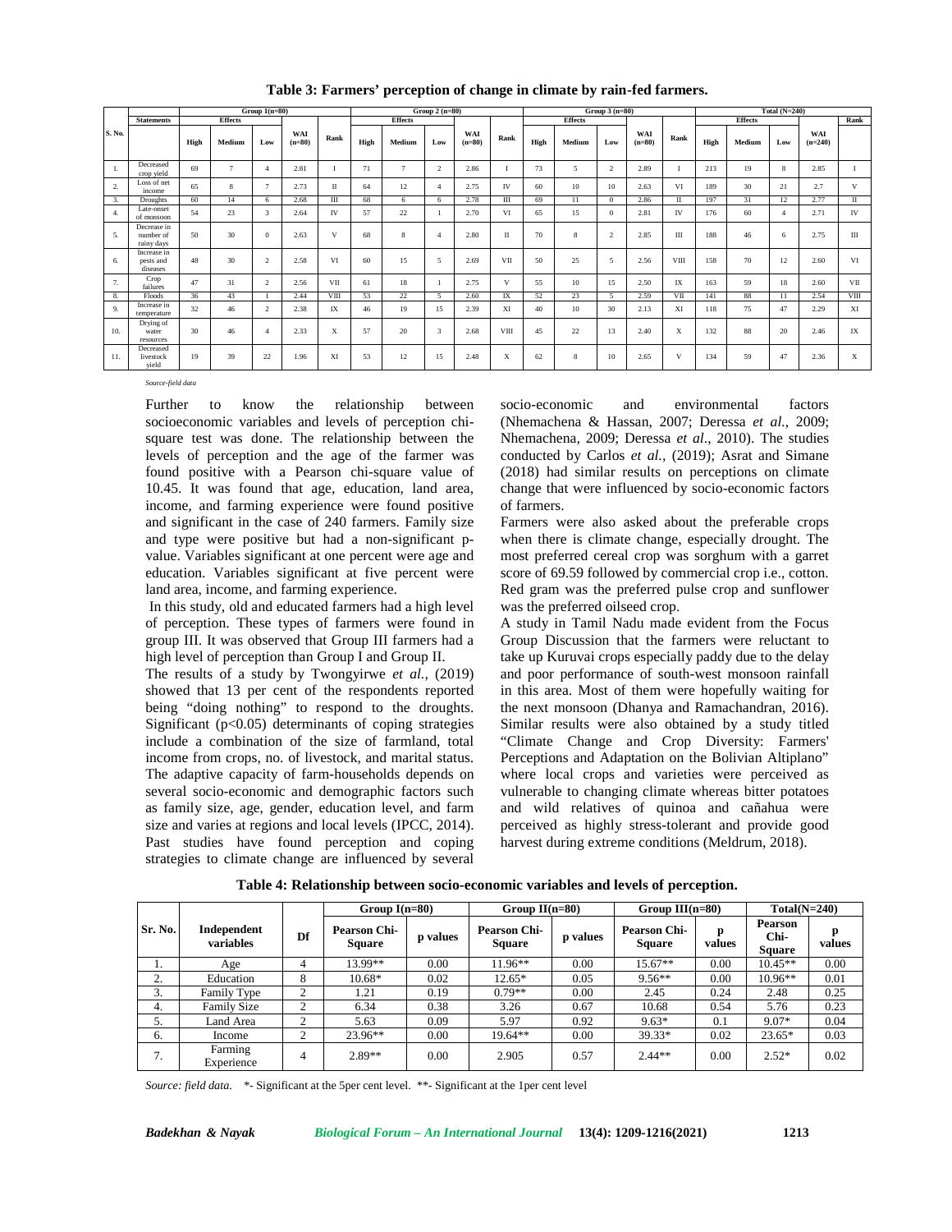**Table 3: Farmers' perception of change in climate by rain-fed farmers.**

| S. No. | Statements | Group 1(n=80) | | | | | Group 2 (n=80) | | | | | Group 3 (n=80) | | | | | Total (N=240) | | | | |
|---|---|---|---|---|---|---|---|---|---|---|---|---|---|---|---|---|---|---|---|---|---|
| | | Effects | | | | | Effects | | | | | Effects | | | | | Effects | | | | Rank |
| | | High | Medium | Low | WAI (n=80) | Rank | High | Medium | Low | WAI (n=80) | Rank | High | Medium | Low | WAI (n=80) | Rank | High | Medium | Low | WAI (n=240) | |
| 1. | Decreased crop yield | 69 | 7 | 4 | 2.81 | I | 71 | 7 | 2 | 2.86 | I | 73 | 5 | 2 | 2.89 | I | 213 | 19 | 8 | 2.85 | I |
| 2. | Loss of net income | 65 | 8 | 7 | 2.73 | II | 64 | 12 | 4 | 2.75 | IV | 60 | 10 | 10 | 2.63 | VI | 189 | 30 | 21 | 2.7 | V |
| 3. | Droughts | 60 | 14 | 6 | 2.68 | III | 68 | 6 | 6 | 2.78 | III | 69 | 11 | 0 | 2.86 | II | 197 | 31 | 12 | 2.77 | II |
| 4. | Late-onset of monsoon | 54 | 23 | 3 | 2.64 | IV | 57 | 22 | 1 | 2.70 | VI | 65 | 15 | 0 | 2.81 | IV | 176 | 60 | 4 | 2.71 | IV |
| 5. | Decrease in number of rainy days | 50 | 30 | 0 | 2.63 | V | 68 | 8 | 4 | 2.80 | II | 70 | 8 | 2 | 2.85 | III | 188 | 46 | 6 | 2.75 | III |
| 6. | Increase in pests and diseases | 48 | 30 | 2 | 2.58 | VI | 60 | 15 | 5 | 2.69 | VII | 50 | 25 | 5 | 2.56 | VIII | 158 | 70 | 12 | 2.60 | VI |
| 7. | Crop failures | 47 | 31 | 2 | 2.56 | VII | 61 | 18 | 1 | 2.75 | V | 55 | 10 | 15 | 2.50 | IX | 163 | 59 | 18 | 2.60 | VII |
| 8. | Floods | 36 | 43 | 1 | 2.44 | VIII | 53 | 22 | 5 | 2.60 | IX | 52 | 23 | 5 | 2.59 | VII | 141 | 88 | 11 | 2.54 | VIII |
| 9. | Increase in temperature | 32 | 46 | 2 | 2.38 | IX | 46 | 19 | 15 | 2.39 | XI | 40 | 10 | 30 | 2.13 | XI | 118 | 75 | 47 | 2.29 | XI |
| 10. | Drying of water resources | 30 | 46 | 4 | 2.33 | X | 57 | 20 | 3 | 2.68 | VIII | 45 | 22 | 13 | 2.40 | X | 132 | 88 | 20 | 2.46 | IX |
| 11. | Decreased livestock yield | 19 | 39 | 22 | 1.96 | XI | 53 | 12 | 15 | 2.48 | X | 62 | 8 | 10 | 2.65 | V | 134 | 59 | 47 | 2.36 | X |

*Source-field data*

Further to know the relationship between socioeconomic variables and levels of perception chi-square test was done. The relationship between the levels of perception and the age of the farmer was found positive with a Pearson chi-square value of 10.45. It was found that age, education, land area, income, and farming experience were found positive and significant in the case of 240 farmers. Family size and type were positive but had a non-significant p-value. Variables significant at one percent were age and education. Variables significant at five percent were land area, income, and farming experience.

In this study, old and educated farmers had a high level of perception. These types of farmers were found in group III. It was observed that Group III farmers had a high level of perception than Group I and Group II.

The results of a study by Twongyirwe *et al.,* (2019) showed that 13 per cent of the respondents reported being "doing nothing" to respond to the droughts. Significant ($p<0.05$) determinants of coping strategies include a combination of the size of farmland, total income from crops, no. of livestock, and marital status. The adaptive capacity of farm-households depends on several socio-economic and demographic factors such as family size, age, gender, education level, and farm size and varies at regions and local levels (IPCC, 2014). Past studies have found perception and coping strategies to climate change are influenced by several socio-economic and environmental factors (Nhemachena & Hassan, 2007; Deressa *et al.,* 2009; Nhemachena, 2009; Deressa *et al*., 2010). The studies conducted by Carlos *et al.*, (2019); Asrat and Simane (2018) had similar results on perceptions on climate change that were influenced by socio-economic factors of farmers.

Farmers were also asked about the preferable crops when there is climate change, especially drought. The most preferred cereal crop was sorghum with a garret score of 69.59 followed by commercial crop i.e., cotton. Red gram was the preferred pulse crop and sunflower was the preferred oilseed crop.

A study in Tamil Nadu made evident from the Focus Group Discussion that the farmers were reluctant to take up Kuruvai crops especially paddy due to the delay and poor performance of south-west monsoon rainfall in this area. Most of them were hopefully waiting for the next monsoon (Dhanya and Ramachandran, 2016). Similar results were also obtained by a study titled "Climate Change and Crop Diversity: Farmers' Perceptions and Adaptation on the Bolivian Altiplano" where local crops and varieties were perceived as vulnerable to changing climate whereas bitter potatoes and wild relatives of quinoa and cañahua were perceived as highly stress-tolerant and provide good harvest during extreme conditions (Meldrum, 2018).

**Table 4: Relationship between socio-economic variables and levels of perception.**

| Sr. No. | Independent variables | Df | Group I(n=80) | | Group II(n=80) | | Group III(n=80) | | Total(N=240) | |
|---|---|---|---|---|---|---|---|---|---|---|
| | | | Pearson Chi-Square | p values | Pearson Chi-Square | p values | Pearson Chi-Square | p values | Pearson Chi-Square | p values |
| 1. | Age | 4 | 13.99** | 0.00 | 11.96** | 0.00 | 15.67** | 0.00 | 10.45** | 0.00 |
| 2. | Education | 8 | 10.68* | 0.02 | 12.65* | 0.05 | 9.56** | 0.00 | 10.96** | 0.01 |
| 3. | Family Type | 2 | 1.21 | 0.19 | 0.79** | 0.00 | 2.45 | 0.24 | 2.48 | 0.25 |
| 4. | Family Size | 2 | 6.34 | 0.38 | 3.26 | 0.67 | 10.68 | 0.54 | 5.76 | 0.23 |
| 5. | Land Area | 2 | 5.63 | 0.09 | 5.97 | 0.92 | 9.63* | 0.1 | 9.07* | 0.04 |
| 6. | Income | 2 | 23.96** | 0.00 | 19.64** | 0.00 | 39.33* | 0.02 | 23.65* | 0.03 |
| 7. | Farming Experience | 4 | 2.89** | 0.00 | 2.905 | 0.57 | 2.44** | 0.00 | 2.52* | 0.02 |

*Source: field data.* *- Significant at the 5per cent level. **- Significant at the 1per cent level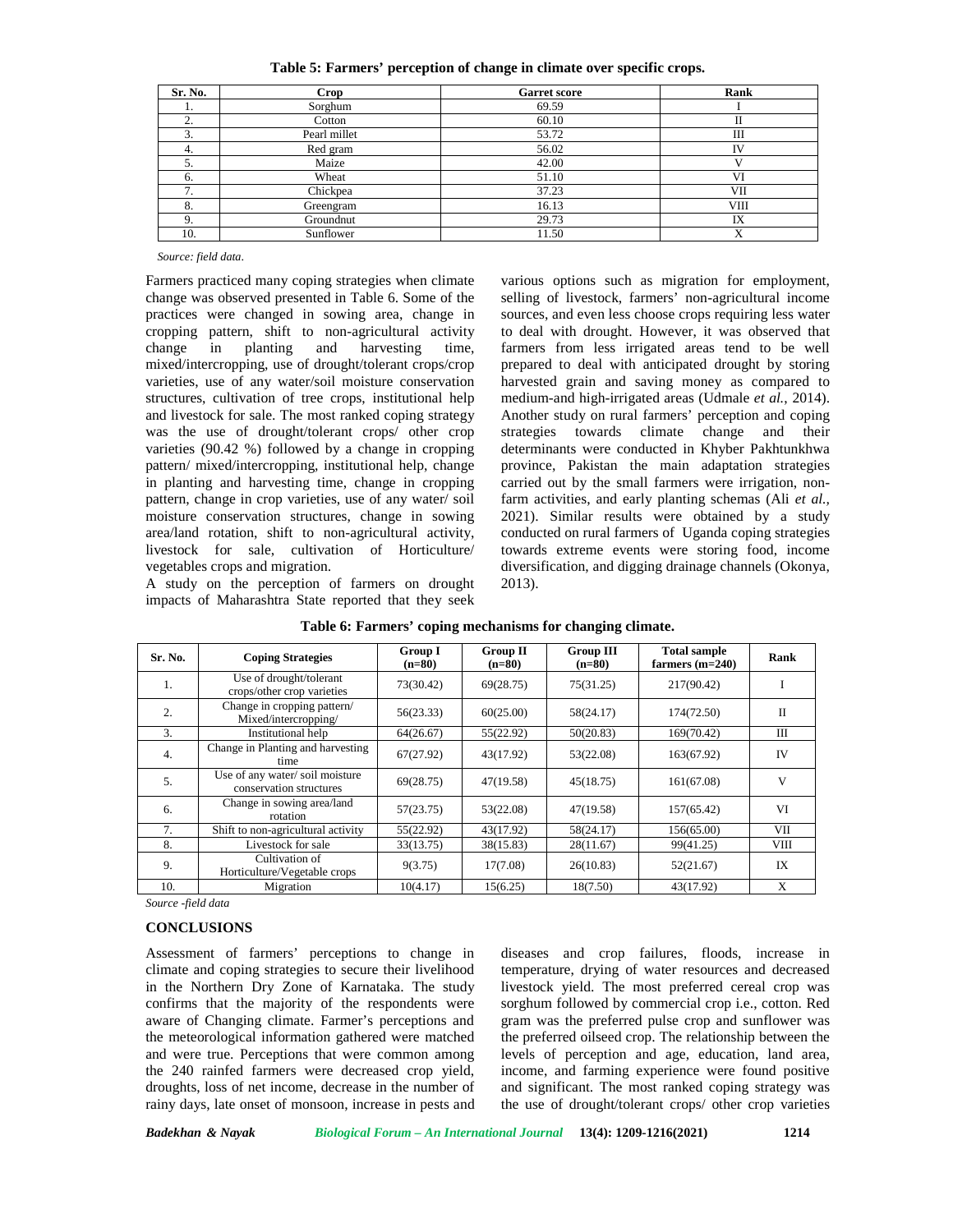**Table 5: Farmers' perception of change in climate over specific crops.**

| Sr. No. | Crop | Garret score | Rank |
|---|---|---|---|
| 1. | Sorghum | 69.59 | I |
| 2. | Cotton | 60.10 | II |
| 3. | Pearl millet | 53.72 | III |
| 4. | Red gram | 56.02 | IV |
| 5. | Maize | 42.00 | V |
| 6. | Wheat | 51.10 | VI |
| 7. | Chickpea | 37.23 | VII |
| 8. | Greengram | 16.13 | VIII |
| 9. | Groundnut | 29.73 | IX |
| 10. | Sunflower | 11.50 | X |

*Source: field data.*

Farmers practiced many coping strategies when climate change was observed presented in Table 6. Some of the practices were changed in sowing area, change in cropping pattern, shift to non-agricultural activity change in planting and harvesting time, mixed/intercropping, use of drought/tolerant crops/crop varieties, use of any water/soil moisture conservation structures, cultivation of tree crops, institutional help and livestock for sale. The most ranked coping strategy was the use of drought/tolerant crops/ other crop varieties (90.42 %) followed by a change in cropping pattern/ mixed/intercropping, institutional help, change in planting and harvesting time, change in cropping pattern, change in crop varieties, use of any water/ soil moisture conservation structures, change in sowing area/land rotation, shift to non-agricultural activity, livestock for sale, cultivation of Horticulture/ vegetables crops and migration.

A study on the perception of farmers on drought impacts of Maharashtra State reported that they seek various options such as migration for employment, selling of livestock, farmers' non-agricultural income sources, and even less choose crops requiring less water to deal with drought. However, it was observed that farmers from less irrigated areas tend to be well prepared to deal with anticipated drought by storing harvested grain and saving money as compared to medium-and high-irrigated areas (Udmale *et al.*, 2014). Another study on rural farmers' perception and coping strategies towards climate change and their determinants were conducted in Khyber Pakhtunkhwa province, Pakistan the main adaptation strategies carried out by the small farmers were irrigation, non-farm activities, and early planting schemas (Ali *et al.,* 2021). Similar results were obtained by a study conducted on rural farmers of Uganda coping strategies towards extreme events were storing food, income diversification, and digging drainage channels (Okonya, 2013).

**Table 6: Farmers' coping mechanisms for changing climate.**

| Sr. No. | Coping Strategies | Group I (n=80) | Group II (n=80) | Group III (n=80) | Total sample farmers (m=240) | Rank |
|---|---|---|---|---|---|---|
| 1. | Use of drought/tolerant crops/other crop varieties | 73(30.42) | 69(28.75) | 75(31.25) | 217(90.42) | I |
| 2. | Change in cropping pattern/ Mixed/intercropping/ | 56(23.33) | 60(25.00) | 58(24.17) | 174(72.50) | II |
| 3. | Institutional help | 64(26.67) | 55(22.92) | 50(20.83) | 169(70.42) | III |
| 4. | Change in Planting and harvesting time | 67(27.92) | 43(17.92) | 53(22.08) | 163(67.92) | IV |
| 5. | Use of any water/ soil moisture conservation structures | 69(28.75) | 47(19.58) | 45(18.75) | 161(67.08) | V |
| 6. | Change in sowing area/land rotation | 57(23.75) | 53(22.08) | 47(19.58) | 157(65.42) | VI |
| 7. | Shift to non-agricultural activity | 55(22.92) | 43(17.92) | 58(24.17) | 156(65.00) | VII |
| 8. | Livestock for sale | 33(13.75) | 38(15.83) | 28(11.67) | 99(41.25) | VIII |
| 9. | Cultivation of Horticulture/Vegetable crops | 9(3.75) | 17(7.08) | 26(10.83) | 52(21.67) | IX |
| 10. | Migration | 10(4.17) | 15(6.25) | 18(7.50) | 43(17.92) | X |

*Source -field data*

## CONCLUSIONS

Assessment of farmers' perceptions to change in climate and coping strategies to secure their livelihood in the Northern Dry Zone of Karnataka. The study confirms that the majority of the respondents were aware of Changing climate. Farmer's perceptions and the meteorological information gathered were matched and were true. Perceptions that were common among the 240 rainfed farmers were decreased crop yield, droughts, loss of net income, decrease in the number of rainy days, late onset of monsoon, increase in pests and diseases and crop failures, floods, increase in temperature, drying of water resources and decreased livestock yield. The most preferred cereal crop was sorghum followed by commercial crop i.e., cotton. Red gram was the preferred pulse crop and sunflower was the preferred oilseed crop. The relationship between the levels of perception and age, education, land area, income, and farming experience were found positive and significant. The most ranked coping strategy was the use of drought/tolerant crops/ other crop varieties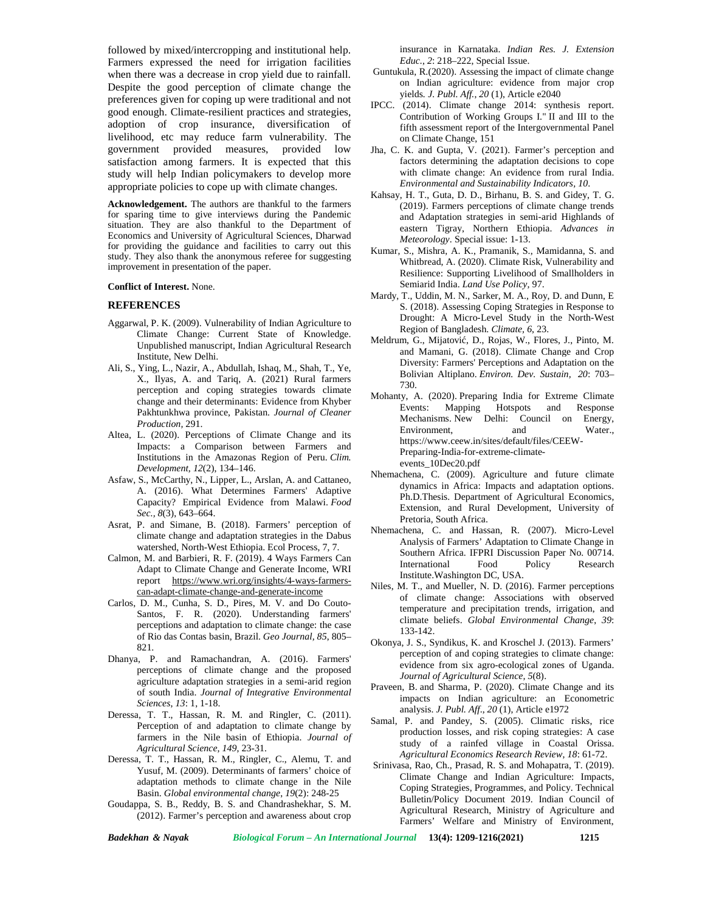followed by mixed/intercropping and institutional help. Farmers expressed the need for irrigation facilities when there was a decrease in crop yield due to rainfall. Despite the good perception of climate change the preferences given for coping up were traditional and not good enough. Climate-resilient practices and strategies, adoption of crop insurance, diversification of livelihood, etc may reduce farm vulnerability. The government provided measures, provided low satisfaction among farmers. It is expected that this study will help Indian policymakers to develop more appropriate policies to cope up with climate changes.

**Acknowledgement.** The authors are thankful to the farmers for sparing time to give interviews during the Pandemic situation. They are also thankful to the Department of Economics and University of Agricultural Sciences, Dharwad for providing the guidance and facilities to carry out this study. They also thank the anonymous referee for suggesting improvement in presentation of the paper.

**Conflict of Interest.** None.

## REFERENCES

Aggarwal, P. K. (2009). Vulnerability of Indian Agriculture to Climate Change: Current State of Knowledge. Unpublished manuscript, Indian Agricultural Research Institute, New Delhi.

Ali, S., Ying, L., Nazir, A., Abdullah, Ishaq, M., Shah, T., Ye, X., Ilyas, A. and Tariq, A. (2021) Rural farmers perception and coping strategies towards climate change and their determinants: Evidence from Khyber Pakhtunkhwa province, Pakistan. *Journal of Cleaner Production*, 291.

Altea, L. (2020). Perceptions of Climate Change and its Impacts: a Comparison between Farmers and Institutions in the Amazonas Region of Peru. *Clim. Development*, *12*(2), 134–146.

Asfaw, S., McCarthy, N., Lipper, L., Arslan, A. and Cattaneo, A. (2016). What Determines Farmers' Adaptive Capacity? Empirical Evidence from Malawi. *Food Sec., 8*(3), 643–664.

Asrat, P. and Simane, B. (2018). Farmers' perception of climate change and adaptation strategies in the Dabus watershed, North-West Ethiopia. Ecol Process, 7, 7.

Calmon, M. and Barbieri, R. F. (2019). 4 Ways Farmers Can Adapt to Climate Change and Generate Income, WRI report https://www.wri.org/insights/4-ways-farmers-can-adapt-climate-change-and-generate-income

Carlos, D. M., Cunha, S. D., Pires, M. V. and Do Couto-Santos, F. R. (2020). Understanding farmers' perceptions and adaptation to climate change: the case of Rio das Contas basin, Brazil. *Geo Journal, 85*, 805–821.

Dhanya, P. and Ramachandran, A. (2016). Farmers' perceptions of climate change and the proposed agriculture adaptation strategies in a semi-arid region of south India. *Journal of Integrative Environmental Sciences*, *13*: 1, 1-18.

Deressa, T. T., Hassan, R. M. and Ringler, C. (2011). Perception of and adaptation to climate change by farmers in the Nile basin of Ethiopia. *Journal of Agricultural Science, 149*, 23-31.

Deressa, T. T., Hassan, R. M., Ringler, C., Alemu, T. and Yusuf, M. (2009). Determinants of farmers' choice of adaptation methods to climate change in the Nile Basin. *Global environmental change*, *19*(2): 248-25

Goudappa, S. B., Reddy, B. S. and Chandrashekhar, S. M. (2012). Farmer's perception and awareness about crop insurance in Karnataka. *Indian Res. J. Extension Educ., 2*: 218–222, Special Issue.

Guntukula, R.(2020). Assessing the impact of climate change on Indian agriculture: evidence from major crop yields*. J. Publ. Aff.*, *20* (1), Article e2040

IPCC. (2014). Climate change 2014: synthesis report. Contribution of Working Groups I." II and III to the fifth assessment report of the Intergovernmental Panel on Climate Change, 151

Jha, C. K. and Gupta, V. (2021). Farmer's perception and factors determining the adaptation decisions to cope with climate change: An evidence from rural India. *Environmental and Sustainability Indicators*, *10*.

Kahsay, H. T., Guta, D. D., Birhanu, B. S. and Gidey, T. G. (2019). Farmers perceptions of climate change trends and Adaptation strategies in semi-arid Highlands of eastern Tigray, Northern Ethiopia. *Advances in Meteorology*. Special issue: 1-13.

Kumar, S., Mishra, A. K., Pramanik, S., Mamidanna, S. and Whitbread, A. (2020). Climate Risk, Vulnerability and Resilience: Supporting Livelihood of Smallholders in Semiarid India. *Land Use Policy,* 97.

Mardy, T., Uddin, M. N., Sarker, M. A., Roy, D. and Dunn, E S. (2018). Assessing Coping Strategies in Response to Drought: A Micro-Level Study in the North-West Region of Bangladesh. *Climate*, *6*, 23.

Meldrum, G., Mijatović, D., Rojas, W., Flores, J., Pinto, M. and Mamani, G. (2018). Climate Change and Crop Diversity: Farmers' Perceptions and Adaptation on the Bolivian Altiplano. *Environ. Dev. Sustain, 20*: 703–730.

Mohanty, A. (2020). Preparing India for Extreme Climate Events: Mapping Hotspots and Response Mechanisms. New Delhi: Council on Energy, Environment, and Water., https://www.ceew.in/sites/default/files/CEEW-Preparing-India-for-extreme-climate-events_10Dec20.pdf

Nhemachena, C. (2009). Agriculture and future climate dynamics in Africa: Impacts and adaptation options. Ph.D.Thesis. Department of Agricultural Economics, Extension, and Rural Development, University of Pretoria, South Africa.

Nhemachena, C. and Hassan, R. (2007). Micro-Level Analysis of Farmers' Adaptation to Climate Change in Southern Africa. IFPRI Discussion Paper No. 00714. International Food Policy Research Institute.Washington DC, USA.

Niles, M. T., and Mueller, N. D. (2016). Farmer perceptions of climate change: Associations with observed temperature and precipitation trends, irrigation, and climate beliefs. *Global Environmental Change*, *39*: 133-142.

Okonya, J. S., Syndikus, K. and Kroschel J. (2013). Farmers' perception of and coping strategies to climate change: evidence from six agro-ecological zones of Uganda. *Journal of Agricultural Science, 5*(8).

Praveen, B. and Sharma, P. (2020). Climate Change and its impacts on Indian agriculture: an Econometric analysis. *J. Publ. Aff*., *20* (1), Article e1972

Samal, P. and Pandey, S. (2005). Climatic risks, rice production losses, and risk coping strategies: A case study of a rainfed village in Coastal Orissa. *Agricultural Economics Research Review*, *18*: 61-72.

Srinivasa, Rao, Ch., Prasad, R. S. and Mohapatra, T. (2019). Climate Change and Indian Agriculture: Impacts, Coping Strategies, Programmes, and Policy. Technical Bulletin/Policy Document 2019. Indian Council of Agricultural Research, Ministry of Agriculture and Farmers' Welfare and Ministry of Environment,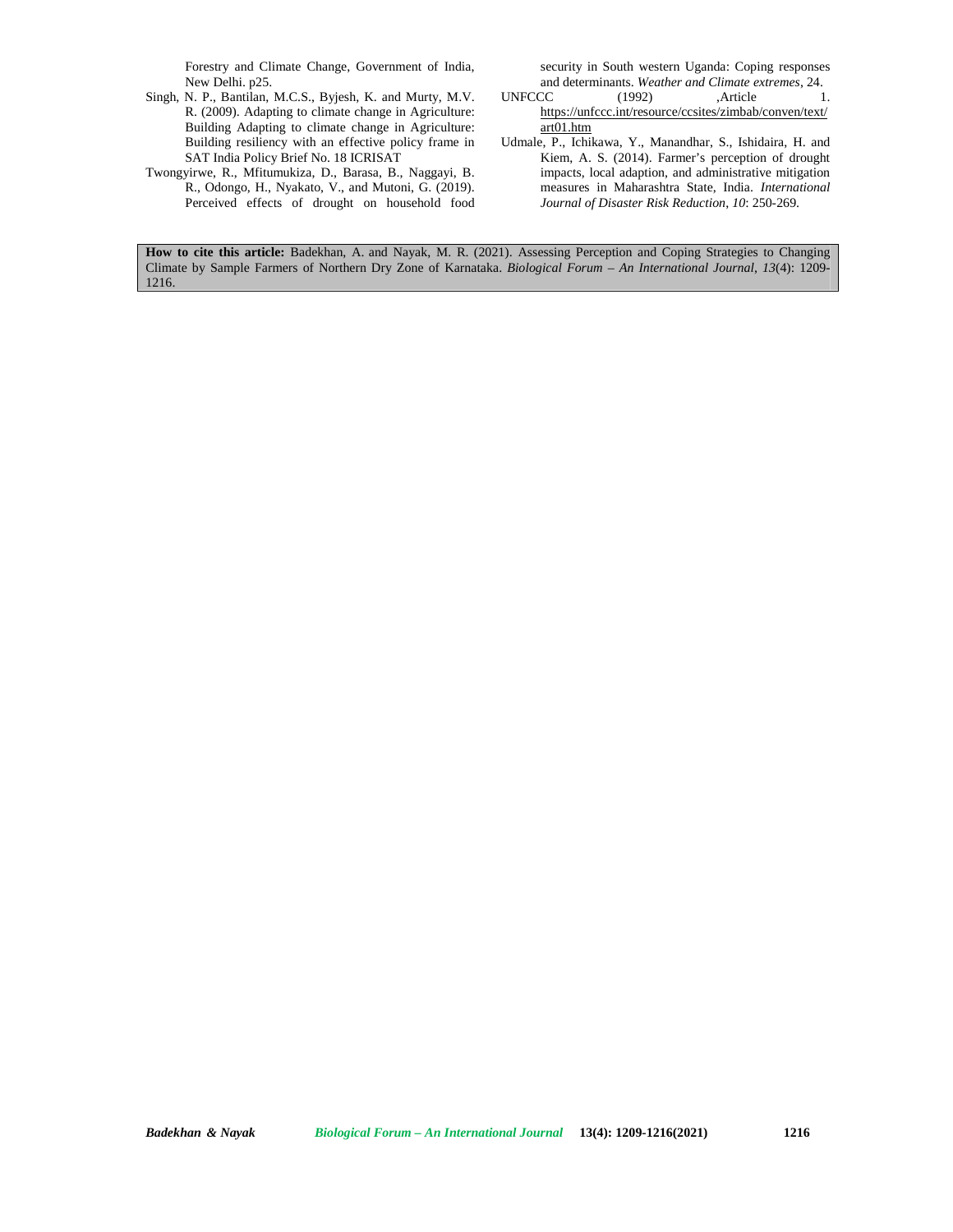Forestry and Climate Change, Government of India, New Delhi. p25.

Singh, N. P., Bantilan, M.C.S., Byjesh, K. and Murty, M.V. R. (2009). Adapting to climate change in Agriculture: Building Adapting to climate change in Agriculture: Building resiliency with an effective policy frame in SAT India Policy Brief No. 18 ICRISAT

Twongyirwe, R., Mfitumukiza, D., Barasa, B., Naggayi, B. R., Odongo, H., Nyakato, V., and Mutoni, G. (2019). Perceived effects of drought on household food security in South western Uganda: Coping responses and determinants. *Weather and Climate extremes*, 24.

UNFCCC (1992) ,Article 1. https://unfccc.int/resource/ccsites/zimbab/conven/text/art01.htm

Udmale, P., Ichikawa, Y., Manandhar, S., Ishidaira, H. and Kiem, A. S. (2014). Farmer's perception of drought impacts, local adaption, and administrative mitigation measures in Maharashtra State, India. *International Journal of Disaster Risk Reduction*, *10*: 250-269.

**How to cite this article:** Badekhan, A. and Nayak, M. R. (2021). Assessing Perception and Coping Strategies to Changing Climate by Sample Farmers of Northern Dry Zone of Karnataka. *Biological Forum – An International Journal*, *13*(4): 1209-1216.